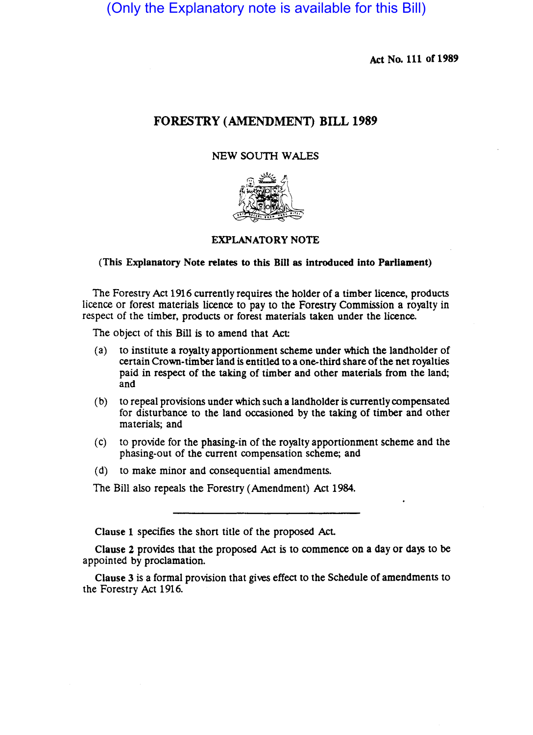(Only the Explanatory note is available for this Bill)

Act No. 111 of 1989

# FORESTRY (AMENDMENT) BILL 1989

NEW SOUTH WALES

## EXPLANATORY NOTE

**(This Explanatory Note relates to this Bill as introduced into Parliament)**

The Forestry Act 1916 currently requires the holder of a timber licence, products licence or forest materials licence to pay to the Forestry Commission a royalty in respect of the timber, products or forest materials taken under the licence.

The object of this Bill is to amend that Act:

(a) to institute a royalty apportionment scheme under which the landholder of certain Crown-timber land is entitled to a one-third share of the net royalties paid in respect of the taking of timber and other materials from the land; and

(b) to repeal provisions under which such a landholder is currently compensated for disturbance to the land occasioned by the taking of timber and other materials; and

(c) to provide for the phasing-in of the royalty apportionment scheme and the phasing-out of the current compensation scheme; and

(d) to make minor and consequential amendments.

The Bill also repeals the Forestry (Amendment) Act 1984.

---

**Clause 1** specifies the short title of the proposed Act.

**Clause 2** provides that the proposed Act is to commence on a day or days to be appointed by proclamation.

**Clause 3** is a formal provision that gives effect to the Schedule of amendments to the Forestry Act 1916.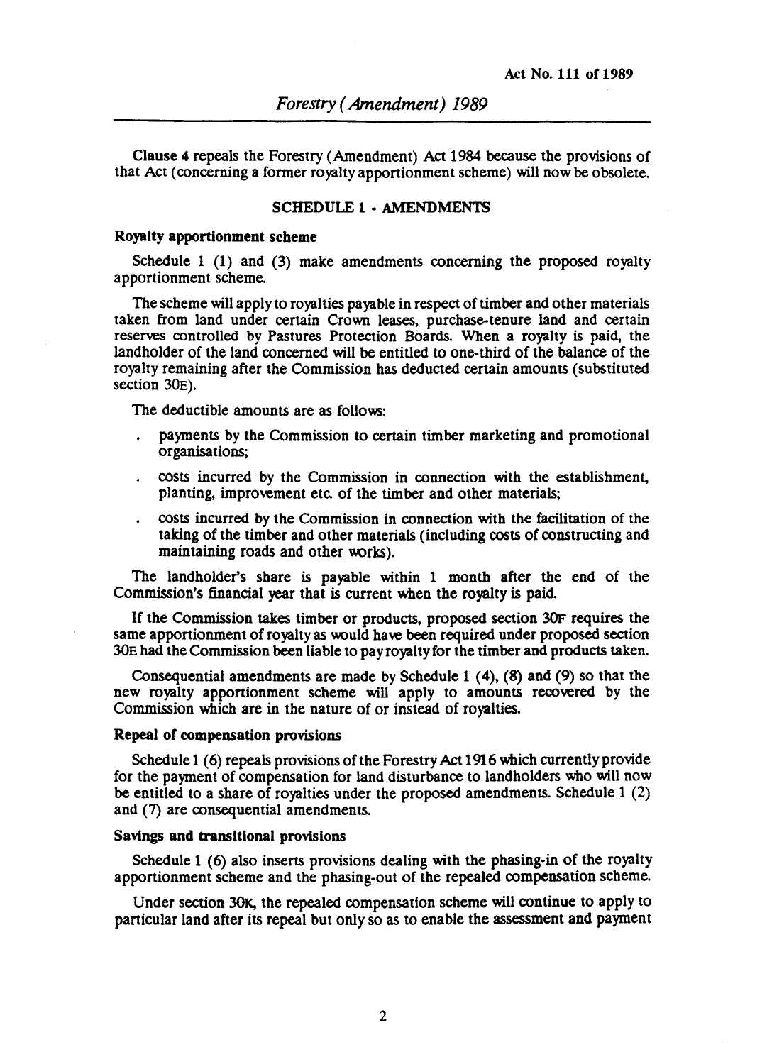Clause 4 repeals the Forestry (Amendment) Act 1984 because the provisions of that Act (concerning a former royalty apportionment scheme) will now be obsolete.

## SCHEDULE 1 - AMENDMENTS

### Royalty apportionment scheme

Schedule 1 (1) and (3) make amendments concerning the proposed royalty apportionment scheme.

The scheme will apply to royalties payable in respect of timber and other materials taken from land under certain Crown leases, purchase-tenure land and certain reserves controlled by Pastures Protection Boards. When a royalty is paid, the landholder of the land concerned will be entitled to one-third of the balance of the royalty remaining after the Commission has deducted certain amounts (substituted section 30E).

The deductible amounts are as follows:

- payments by the Commission to certain timber marketing and promotional organisations;
- costs incurred by the Commission in connection with the establishment, planting, improvement etc. of the timber and other materials;
- costs incurred by the Commission in connection with the facilitation of the taking of the timber and other materials (including costs of constructing and maintaining roads and other works).

The landholder's share is payable within 1 month after the end of the Commission's financial year that is current when the royalty is paid.

If the Commission takes timber or products, proposed section 30F requires the same apportionment of royalty as would have been required under proposed section 30E had the Commission been liable to pay royalty for the timber and products taken.

Consequential amendments are made by Schedule 1 (4), (8) and (9) so that the new royalty apportionment scheme will apply to amounts recovered by the Commission which are in the nature of or instead of royalties.

### Repeal of compensation provisions

Schedule 1 (6) repeals provisions of the Forestry Act 1916 which currently provide for the payment of compensation for land disturbance to landholders who will now be entitled to a share of royalties under the proposed amendments. Schedule 1 (2) and (7) are consequential amendments.

### Savings and transitional provisions

Schedule 1 (6) also inserts provisions dealing with the phasing-in of the royalty apportionment scheme and the phasing-out of the repealed compensation scheme.

Under section 30K, the repealed compensation scheme will continue to apply to particular land after its repeal but only so as to enable the assessment and payment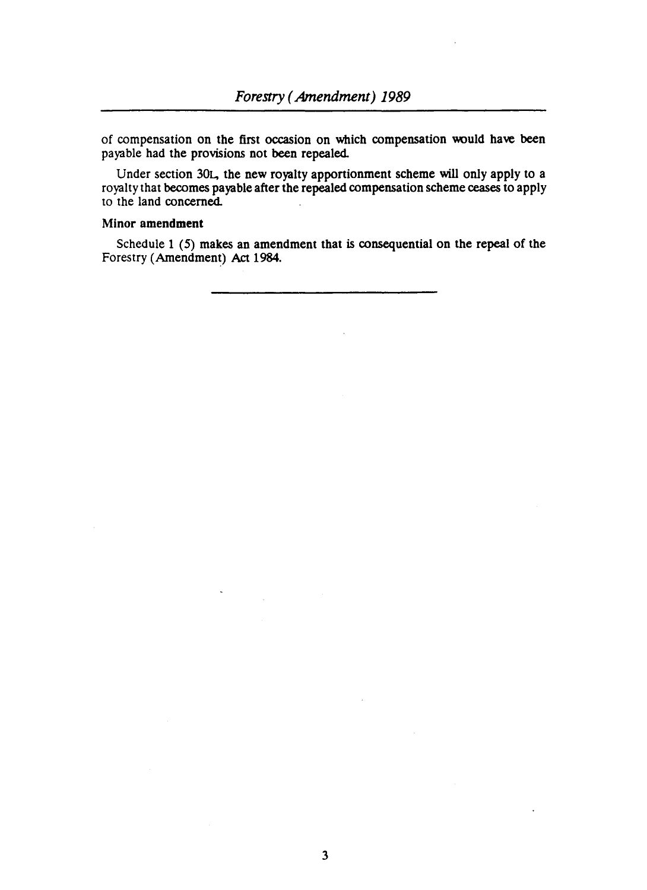of compensation on the first occasion on which compensation would have been payable had the provisions not been repealed.

Under section 30L, the new royalty apportionment scheme will only apply to a royalty that becomes payable after the repealed compensation scheme ceases to apply to the land concerned.

**Minor amendment**

Schedule 1 (5) makes an amendment that is consequential on the repeal of the Forestry (Amendment) Act 1984.